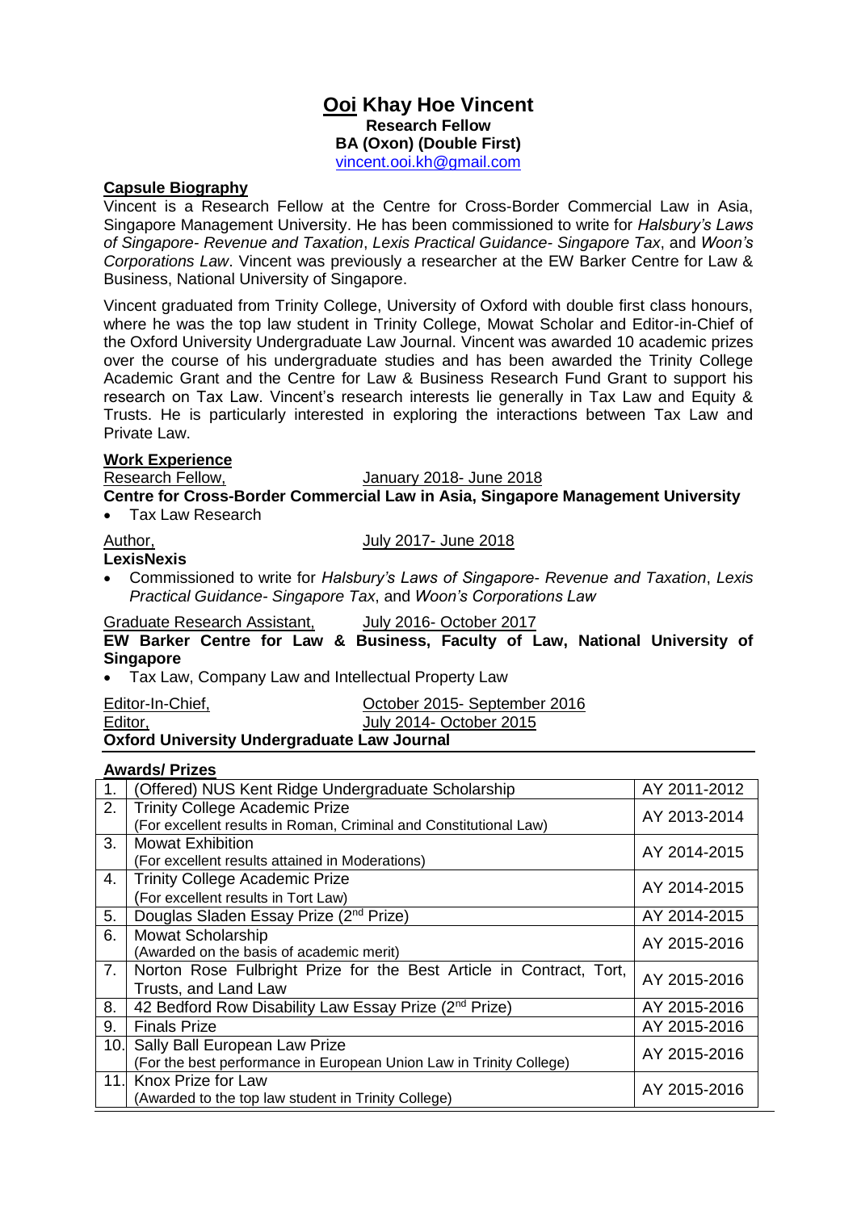# **Ooi Khay Hoe Vincent**

**Research Fellow**
**BA (Oxon) (Double First)**
vincent.ooi.kh@gmail.com

## Capsule Biography

Vincent is a Research Fellow at the Centre for Cross-Border Commercial Law in Asia, Singapore Management University. He has been commissioned to write for *Halsbury's Laws of Singapore- Revenue and Taxation*, *Lexis Practical Guidance- Singapore Tax*, and *Woon's Corporations Law*. Vincent was previously a researcher at the EW Barker Centre for Law & Business, National University of Singapore.

Vincent graduated from Trinity College, University of Oxford with double first class honours, where he was the top law student in Trinity College, Mowat Scholar and Editor-in-Chief of the Oxford University Undergraduate Law Journal. Vincent was awarded 10 academic prizes over the course of his undergraduate studies and has been awarded the Trinity College Academic Grant and the Centre for Law & Business Research Fund Grant to support his research on Tax Law. Vincent's research interests lie generally in Tax Law and Equity & Trusts. He is particularly interested in exploring the interactions between Tax Law and Private Law.

## Work Experience

Research Fellow, January 2018- June 2018
**Centre for Cross-Border Commercial Law in Asia, Singapore Management University**

- Tax Law Research

Author, July 2017- June 2018
**LexisNexis**

- Commissioned to write for *Halsbury's Laws of Singapore- Revenue and Taxation*, *Lexis Practical Guidance- Singapore Tax*, and *Woon's Corporations Law*

Graduate Research Assistant, July 2016- October 2017
**EW Barker Centre for Law & Business, Faculty of Law, National University of Singapore**

- Tax Law, Company Law and Intellectual Property Law

Editor-In-Chief, October 2015- September 2016
Editor, July 2014- October 2015
**Oxford University Undergraduate Law Journal**

## Awards/ Prizes

| | | |
|---|---|---|
| 1. | (Offered) NUS Kent Ridge Undergraduate Scholarship | AY 2011-2012 |
| 2. | Trinity College Academic Prize<br>(For excellent results in Roman, Criminal and Constitutional Law) | AY 2013-2014 |
| 3. | Mowat Exhibition<br>(For excellent results attained in Moderations) | AY 2014-2015 |
| 4. | Trinity College Academic Prize<br>(For excellent results in Tort Law) | AY 2014-2015 |
| 5. | Douglas Sladen Essay Prize (2nd Prize) | AY 2014-2015 |
| 6. | Mowat Scholarship<br>(Awarded on the basis of academic merit) | AY 2015-2016 |
| 7. | Norton Rose Fulbright Prize for the Best Article in Contract, Tort, Trusts, and Land Law | AY 2015-2016 |
| 8. | 42 Bedford Row Disability Law Essay Prize (2nd Prize) | AY 2015-2016 |
| 9. | Finals Prize | AY 2015-2016 |
| 10. | Sally Ball European Law Prize<br>(For the best performance in European Union Law in Trinity College) | AY 2015-2016 |
| 11. | Knox Prize for Law<br>(Awarded to the top law student in Trinity College) | AY 2015-2016 |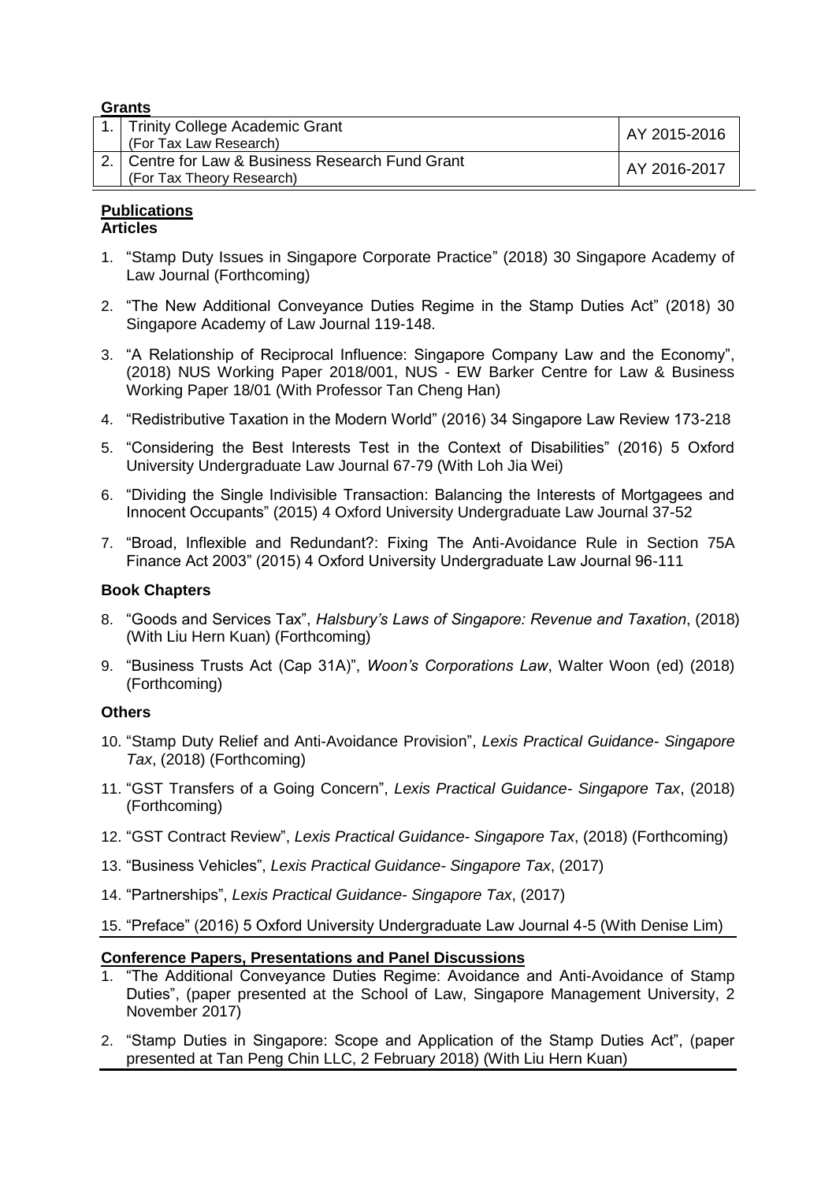**Grants**

| | | |
|---|---|---|
| 1. | Trinity College Academic Grant (For Tax Law Research) | AY 2015-2016 |
| 2. | Centre for Law & Business Research Fund Grant (For Tax Theory Research) | AY 2016-2017 |

**Publications**

**Articles**

1. "Stamp Duty Issues in Singapore Corporate Practice" (2018) 30 Singapore Academy of Law Journal (Forthcoming)
2. "The New Additional Conveyance Duties Regime in the Stamp Duties Act" (2018) 30 Singapore Academy of Law Journal 119-148.
3. "A Relationship of Reciprocal Influence: Singapore Company Law and the Economy", (2018) NUS Working Paper 2018/001, NUS - EW Barker Centre for Law & Business Working Paper 18/01 (With Professor Tan Cheng Han)
4. "Redistributive Taxation in the Modern World" (2016) 34 Singapore Law Review 173-218
5. "Considering the Best Interests Test in the Context of Disabilities" (2016) 5 Oxford University Undergraduate Law Journal 67-79 (With Loh Jia Wei)
6. "Dividing the Single Indivisible Transaction: Balancing the Interests of Mortgagees and Innocent Occupants" (2015) 4 Oxford University Undergraduate Law Journal 37-52
7. "Broad, Inflexible and Redundant?: Fixing The Anti-Avoidance Rule in Section 75A Finance Act 2003" (2015) 4 Oxford University Undergraduate Law Journal 96-111

**Book Chapters**

8. "Goods and Services Tax", *Halsbury's Laws of Singapore: Revenue and Taxation*, (2018) (With Liu Hern Kuan) (Forthcoming)
9. "Business Trusts Act (Cap 31A)", *Woon's Corporations Law*, Walter Woon (ed) (2018) (Forthcoming)

**Others**

10. "Stamp Duty Relief and Anti-Avoidance Provision", *Lexis Practical Guidance- Singapore Tax*, (2018) (Forthcoming)
11. "GST Transfers of a Going Concern", *Lexis Practical Guidance- Singapore Tax*, (2018) (Forthcoming)
12. "GST Contract Review", *Lexis Practical Guidance- Singapore Tax*, (2018) (Forthcoming)
13. "Business Vehicles", *Lexis Practical Guidance- Singapore Tax*, (2017)
14. "Partnerships", *Lexis Practical Guidance- Singapore Tax*, (2017)
15. "Preface" (2016) 5 Oxford University Undergraduate Law Journal 4-5 (With Denise Lim)

**Conference Papers, Presentations and Panel Discussions**

1. "The Additional Conveyance Duties Regime: Avoidance and Anti-Avoidance of Stamp Duties", (paper presented at the School of Law, Singapore Management University, 2 November 2017)
2. "Stamp Duties in Singapore: Scope and Application of the Stamp Duties Act", (paper presented at Tan Peng Chin LLC, 2 February 2018) (With Liu Hern Kuan)